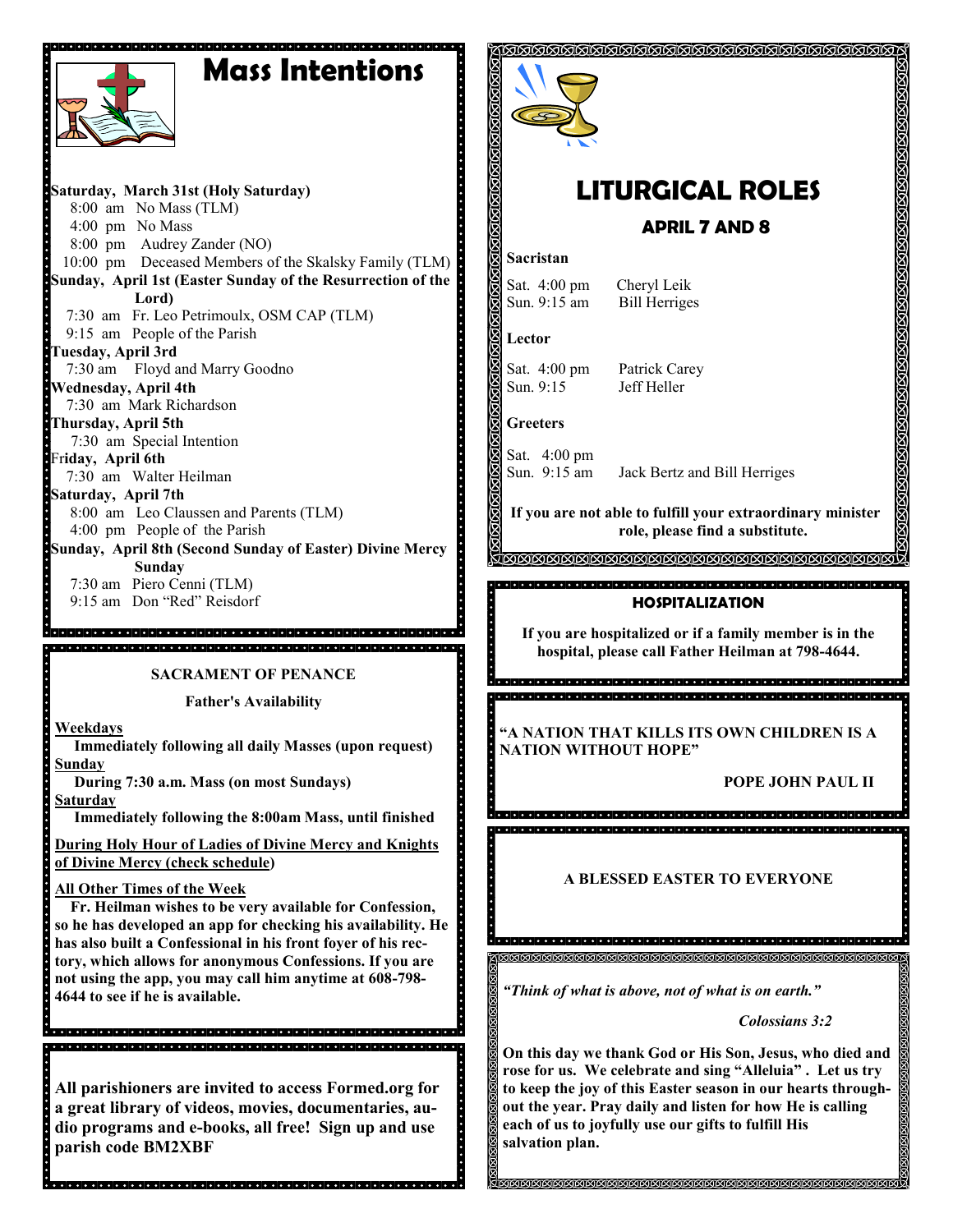# Mass Intentions

**Saturday, March 31st (Holy Saturday)**
8:00 am No Mass (TLM)
4:00 pm No Mass
8:00 pm Audrey Zander (NO)
10:00 pm Deceased Members of the Skalsky Family (TLM)

**Sunday, April 1st (Easter Sunday of the Resurrection of the Lord)**
7:30 am Fr. Leo Petrimoulx, OSM CAP (TLM)
9:15 am People of the Parish

**Tuesday, April 3rd**
7:30 am Floyd and Marry Goodno

**Wednesday, April 4th**
7:30 am Mark Richardson

**Thursday, April 5th**
7:30 am Special Intention

**Friday, April 6th**
7:30 am Walter Heilman

**Saturday, April 7th**
8:00 am Leo Claussen and Parents (TLM)
4:00 pm People of the Parish

**Sunday, April 8th (Second Sunday of Easter) Divine Mercy Sunday**
7:30 am Piero Cenni (TLM)
9:15 am Don "Red" Reisdorf

### SACRAMENT OF PENANCE

**Father's Availability**

**Weekdays**
**Immediately following all daily Masses (upon request)**

**Sunday**
**During 7:30 a.m. Mass (on most Sundays)**

**Saturday**
**Immediately following the 8:00am Mass, until finished**

**During Holy Hour of Ladies of Divine Mercy and Knights of Divine Mercy (check schedule)**

**All Other Times of the Week**
**Fr. Heilman wishes to be very available for Confession, so he has developed an app for checking his availability. He has also built a Confessional in his front foyer of his rectory, which allows for anonymous Confessions. If you are not using the app, you may call him anytime at 608-798-4644 to see if he is available.**

**All parishioners are invited to access Formed.org for a great library of videos, movies, documentaries, audio programs and e-books, all free! Sign up and use parish code BM2XBF**

# LITURGICAL ROLES

## APRIL 7 AND 8

**Sacristan**

Sat. 4:00 pm Cheryl Leik
Sun. 9:15 am Bill Herriges

**Lector**

Sat. 4:00 pm Patrick Carey
Sun. 9:15 Jeff Heller

**Greeters**

Sat. 4:00 pm
Sun. 9:15 am Jack Bertz and Bill Herriges

**If you are not able to fulfill your extraordinary minister role, please find a substitute.**

### HOSPITALIZATION

**If you are hospitalized or if a family member is in the hospital, please call Father Heilman at 798-4644.**

**"A NATION THAT KILLS ITS OWN CHILDREN IS A NATION WITHOUT HOPE"**

**POPE JOHN PAUL II**

**A BLESSED EASTER TO EVERYONE**

***"Think of what is above, not of what is on earth."***

***Colossians 3:2***

**On this day we thank God or His Son, Jesus, who died and rose for us. We celebrate and sing "Alleluia" . Let us try to keep the joy of this Easter season in our hearts throughout the year. Pray daily and listen for how He is calling each of us to joyfully use our gifts to fulfill His salvation plan.**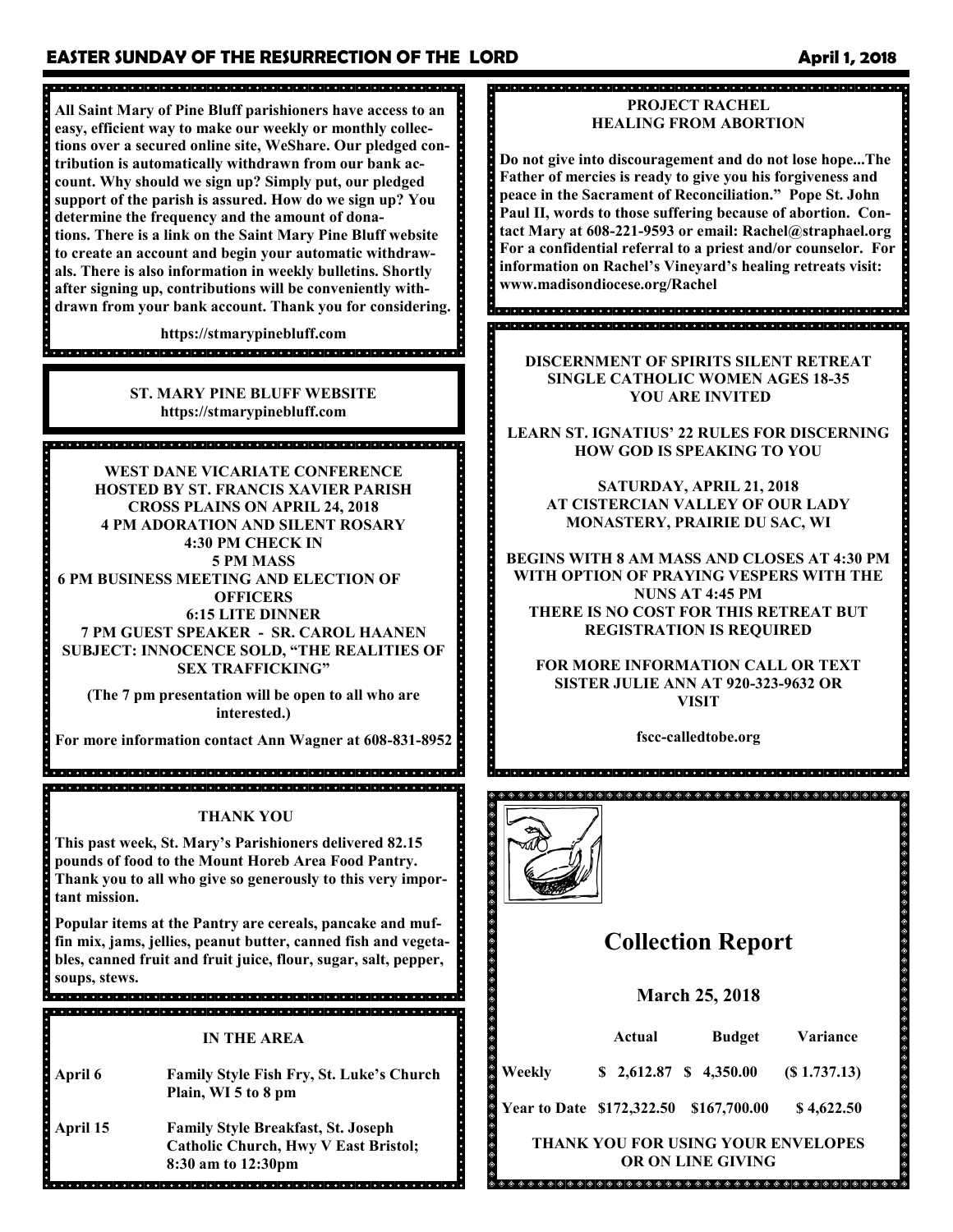All Saint Mary of Pine Bluff parishioners have access to an easy, efficient way to make our weekly or monthly collections over a secured online site, WeShare. Our pledged contribution is automatically withdrawn from our bank account. Why should we sign up? Simply put, our pledged support of the parish is assured. How do we sign up? You determine the frequency and the amount of donations. There is a link on the Saint Mary Pine Bluff website to create an account and begin your automatic withdrawals. There is also information in weekly bulletins. Shortly after signing up, contributions will be conveniently withdrawn from your bank account. Thank you for considering.

https://stmarypinebluff.com

**ST. MARY PINE BLUFF WEBSITE**
**https://stmarypinebluff.com**

**WEST DANE VICARIATE CONFERENCE**
**HOSTED BY ST. FRANCIS XAVIER PARISH**
**CROSS PLAINS ON APRIL 24, 2018**
**4 PM ADORATION AND SILENT ROSARY**
**4:30 PM CHECK IN**
**5 PM MASS**
**6 PM BUSINESS MEETING AND ELECTION OF OFFICERS**
**6:15 LITE DINNER**
**7 PM GUEST SPEAKER - SR. CAROL HAANEN**
**SUBJECT: INNOCENCE SOLD, "THE REALITIES OF SEX TRAFFICKING"**

(The 7 pm presentation will be open to all who are interested.)

For more information contact Ann Wagner at 608-831-8952

### THANK YOU

This past week, St. Mary's Parishioners delivered 82.15 pounds of food to the Mount Horeb Area Food Pantry. Thank you to all who give so generously to this very important mission.

Popular items at the Pantry are cereals, pancake and muffin mix, jams, jellies, peanut butter, canned fish and vegetables, canned fruit and fruit juice, flour, sugar, salt, pepper, soups, stews.

### IN THE AREA

| | |
|---|---|
| April 6 | Family Style Fish Fry, St. Luke's Church Plain, WI 5 to 8 pm |
| April 15 | Family Style Breakfast, St. Joseph Catholic Church, Hwy V East Bristol; 8:30 am to 12:30pm |

### PROJECT RACHEL
### HEALING FROM ABORTION

Do not give into discouragement and do not lose hope...The Father of mercies is ready to give you his forgiveness and peace in the Sacrament of Reconciliation." Pope St. John Paul II, words to those suffering because of abortion. Contact Mary at 608-221-9593 or email: Rachel@straphael.org For a confidential referral to a priest and/or counselor. For information on Rachel's Vineyard's healing retreats visit: www.madisondiocese.org/Rachel

**DISCERNMENT OF SPIRITS SILENT RETREAT**
**SINGLE CATHOLIC WOMEN AGES 18-35**
**YOU ARE INVITED**

**LEARN ST. IGNATIUS' 22 RULES FOR DISCERNING HOW GOD IS SPEAKING TO YOU**

**SATURDAY, APRIL 21, 2018**
**AT CISTERCIAN VALLEY OF OUR LADY MONASTERY, PRAIRIE DU SAC, WI**

**BEGINS WITH 8 AM MASS AND CLOSES AT 4:30 PM WITH OPTION OF PRAYING VESPERS WITH THE NUNS AT 4:45 PM**
**THERE IS NO COST FOR THIS RETREAT BUT REGISTRATION IS REQUIRED**

**FOR MORE INFORMATION CALL OR TEXT SISTER JULIE ANN AT 920-323-9632 OR VISIT**

fscc-calledtobe.org

## Collection Report

### March 25, 2018

| | Actual | Budget | Variance |
|---|---|---|---|
| Weekly | $ 2,612.87 | $ 4,350.00 | ($ 1.737.13) |
| Year to Date | $172,322.50 | $167,700.00 | $ 4,622.50 |

**THANK YOU FOR USING YOUR ENVELOPES OR ON LINE GIVING**